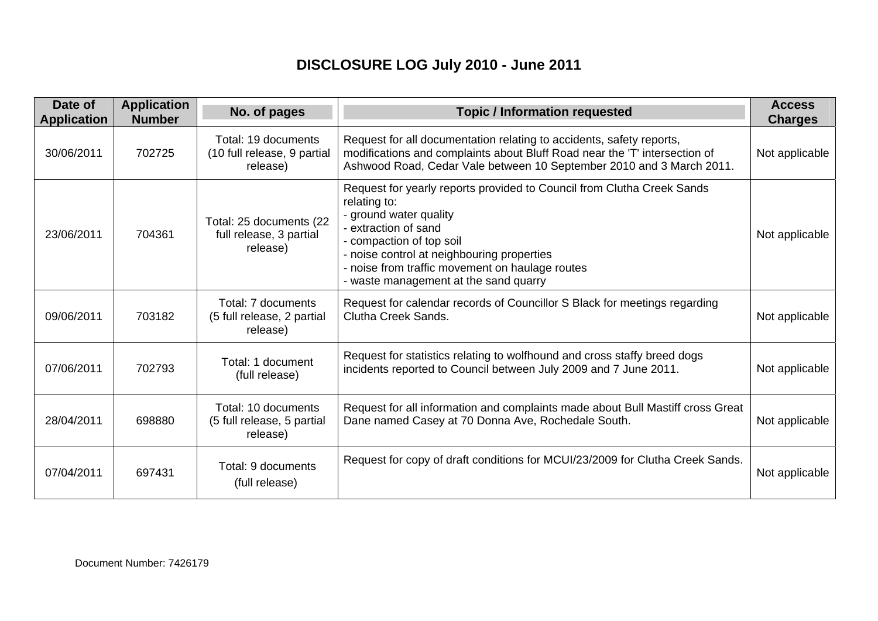# DISCLOSURE LOG July 2010 - June 2011

| Date of Application | Application Number | No. of pages | Topic / Information requested | Access Charges |
|---|---|---|---|---|
| 30/06/2011 | 702725 | Total: 19 documents (10 full release, 9 partial release) | Request for all documentation relating to accidents, safety reports, modifications and complaints about Bluff Road near the 'T' intersection of Ashwood Road, Cedar Vale between 10 September 2010 and 3 March 2011. | Not applicable |
| 23/06/2011 | 704361 | Total: 25 documents (22 full release, 3 partial release) | Request for yearly reports provided to Council from Clutha Creek Sands relating to:<br>- ground water quality<br>- extraction of sand<br>- compaction of top soil<br>- noise control at neighbouring properties<br>- noise from traffic movement on haulage routes<br>- waste management at the sand quarry | Not applicable |
| 09/06/2011 | 703182 | Total: 7 documents (5 full release, 2 partial release) | Request for calendar records of Councillor S Black for meetings regarding Clutha Creek Sands. | Not applicable |
| 07/06/2011 | 702793 | Total: 1 document (full release) | Request for statistics relating to wolfhound and cross staffy breed dogs incidents reported to Council between July 2009 and 7 June 2011. | Not applicable |
| 28/04/2011 | 698880 | Total: 10 documents (5 full release, 5 partial release) | Request for all information and complaints made about Bull Mastiff cross Great Dane named Casey at 70 Donna Ave, Rochedale South. | Not applicable |
| 07/04/2011 | 697431 | Total: 9 documents (full release) | Request for copy of draft conditions for MCUI/23/2009 for Clutha Creek Sands. | Not applicable |

Document Number: 7426179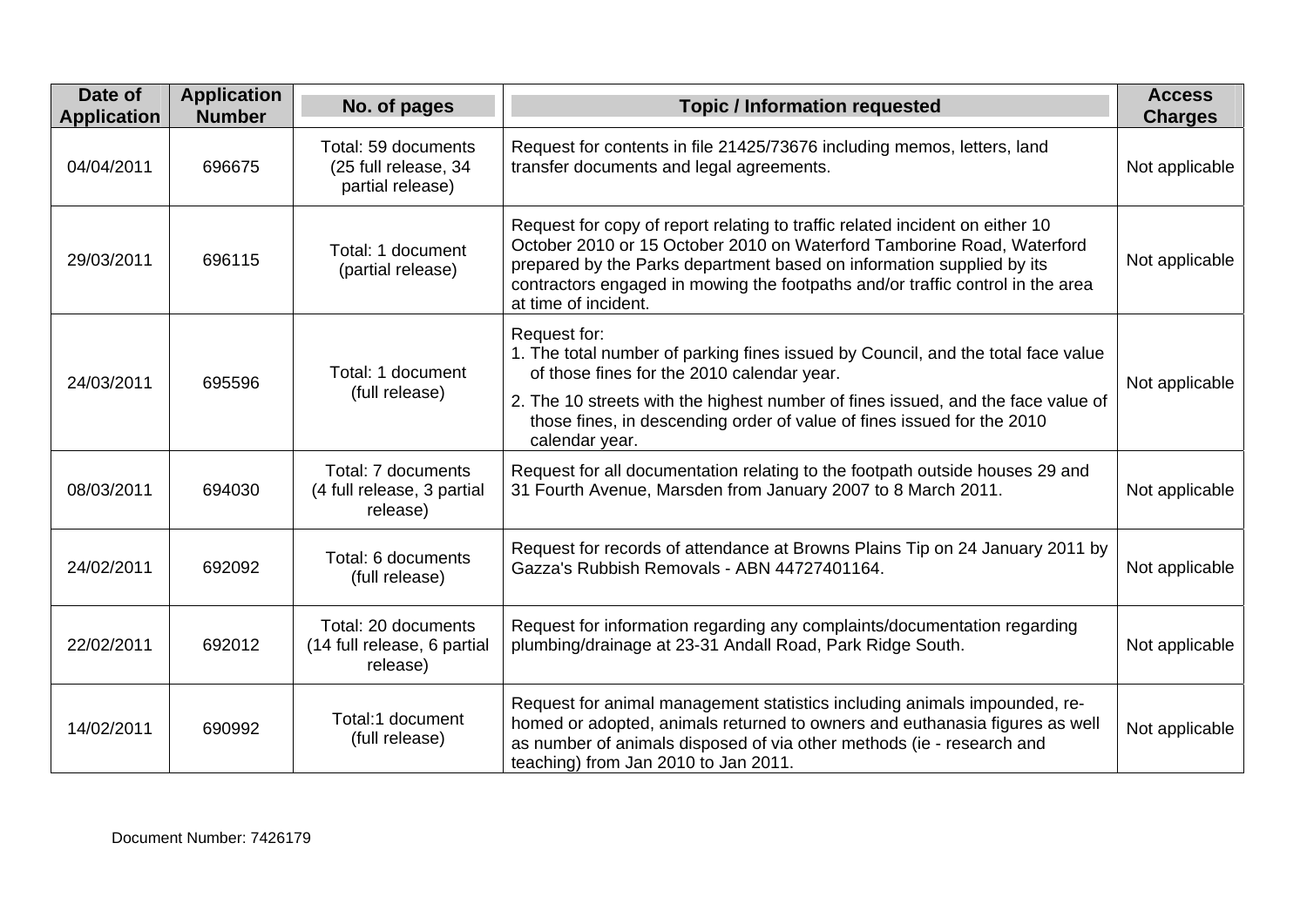| Date of Application | Application Number | No. of pages | Topic / Information requested | Access Charges |
|---|---|---|---|---|
| 04/04/2011 | 696675 | Total: 59 documents (25 full release, 34 partial release) | Request for contents in file 21425/73676 including memos, letters, land transfer documents and legal agreements. | Not applicable |
| 29/03/2011 | 696115 | Total: 1 document (partial release) | Request for copy of report relating to traffic related incident on either 10 October 2010 or 15 October 2010 on Waterford Tamborine Road, Waterford prepared by the Parks department based on information supplied by its contractors engaged in mowing the footpaths and/or traffic control in the area at time of incident. | Not applicable |
| 24/03/2011 | 695596 | Total: 1 document (full release) | Request for: 1. The total number of parking fines issued by Council, and the total face value of those fines for the 2010 calendar year. 2. The 10 streets with the highest number of fines issued, and the face value of those fines, in descending order of value of fines issued for the 2010 calendar year. | Not applicable |
| 08/03/2011 | 694030 | Total: 7 documents (4 full release, 3 partial release) | Request for all documentation relating to the footpath outside houses 29 and 31 Fourth Avenue, Marsden from January 2007 to 8 March 2011. | Not applicable |
| 24/02/2011 | 692092 | Total: 6 documents (full release) | Request for records of attendance at Browns Plains Tip on 24 January 2011 by Gazza's Rubbish Removals - ABN 44727401164. | Not applicable |
| 22/02/2011 | 692012 | Total: 20 documents (14 full release, 6 partial release) | Request for information regarding any complaints/documentation regarding plumbing/drainage at 23-31 Andall Road, Park Ridge South. | Not applicable |
| 14/02/2011 | 690992 | Total:1 document (full release) | Request for animal management statistics including animals impounded, re-homed or adopted, animals returned to owners and euthanasia figures as well as number of animals disposed of via other methods (ie - research and teaching) from Jan 2010 to Jan 2011. | Not applicable |

Document Number: 7426179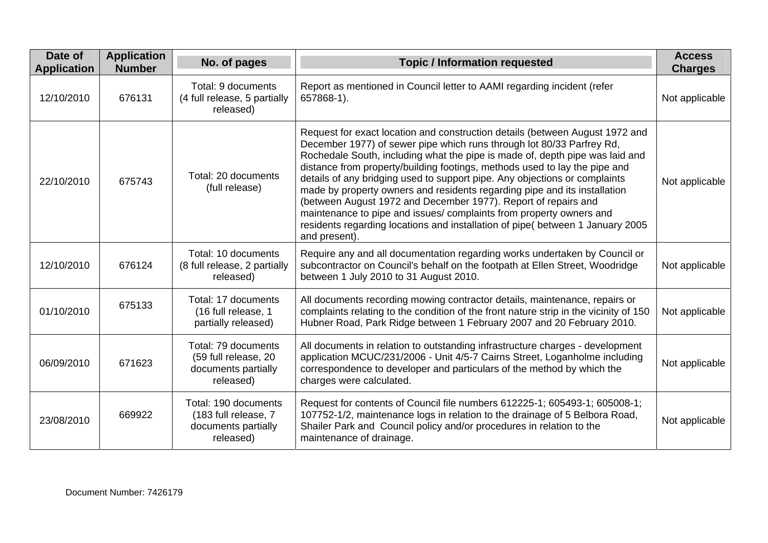| Date of Application | Application Number | No. of pages | Topic / Information requested | Access Charges |
|---|---|---|---|---|
| 12/10/2010 | 676131 | Total: 9 documents (4 full release, 5 partially released) | Report as mentioned in Council letter to AAMI regarding incident (refer 657868-1). | Not applicable |
| 22/10/2010 | 675743 | Total: 20 documents (full release) | Request for exact location and construction details (between August 1972 and December 1977) of sewer pipe which runs through lot 80/33 Parfrey Rd, Rochedale South, including what the pipe is made of, depth pipe was laid and distance from property/building footings, methods used to lay the pipe and details of any bridging used to support pipe. Any objections or complaints made by property owners and residents regarding pipe and its installation (between August 1972 and December 1977). Report of repairs and maintenance to pipe and issues/ complaints from property owners and residents regarding locations and installation of pipe( between 1 January 2005 and present). | Not applicable |
| 12/10/2010 | 676124 | Total: 10 documents (8 full release, 2 partially released) | Require any and all documentation regarding works undertaken by Council or subcontractor on Council's behalf on the footpath at Ellen Street, Woodridge between 1 July 2010 to 31 August 2010. | Not applicable |
| 01/10/2010 | 675133 | Total: 17 documents (16 full release, 1 partially released) | All documents recording mowing contractor details, maintenance, repairs or complaints relating to the condition of the front nature strip in the vicinity of 150 Hubner Road, Park Ridge between 1 February 2007 and 20 February 2010. | Not applicable |
| 06/09/2010 | 671623 | Total: 79 documents (59 full release, 20 documents partially released) | All documents in relation to outstanding infrastructure charges - development application MCUC/231/2006 - Unit 4/5-7 Cairns Street, Loganholme including correspondence to developer and particulars of the method by which the charges were calculated. | Not applicable |
| 23/08/2010 | 669922 | Total: 190 documents (183 full release, 7 documents partially released) | Request for contents of Council file numbers 612225-1; 605493-1; 605008-1; 107752-1/2, maintenance logs in relation to the drainage of 5 Belbora Road, Shailer Park and Council policy and/or procedures in relation to the maintenance of drainage. | Not applicable |

Document Number: 7426179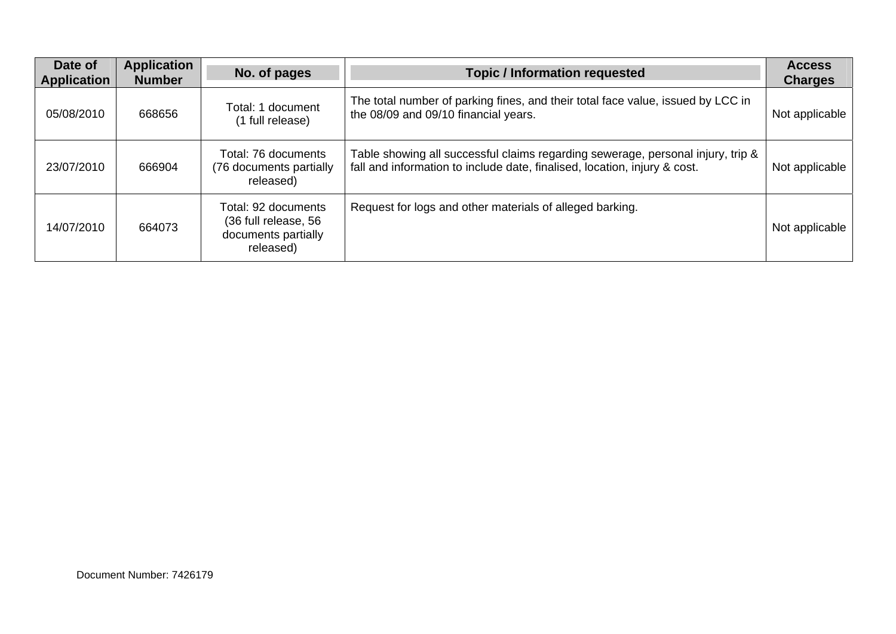| Date of Application | Application Number | No. of pages | Topic / Information requested | Access Charges |
|---|---|---|---|---|
| 05/08/2010 | 668656 | Total: 1 document (1 full release) | The total number of parking fines, and their total face value, issued by LCC in the 08/09 and 09/10 financial years. | Not applicable |
| 23/07/2010 | 666904 | Total: 76 documents (76 documents partially released) | Table showing all successful claims regarding sewerage, personal injury, trip & fall and information to include date, finalised, location, injury & cost. | Not applicable |
| 14/07/2010 | 664073 | Total: 92 documents (36 full release, 56 documents partially released) | Request for logs and other materials of alleged barking. | Not applicable |

Document Number: 7426179